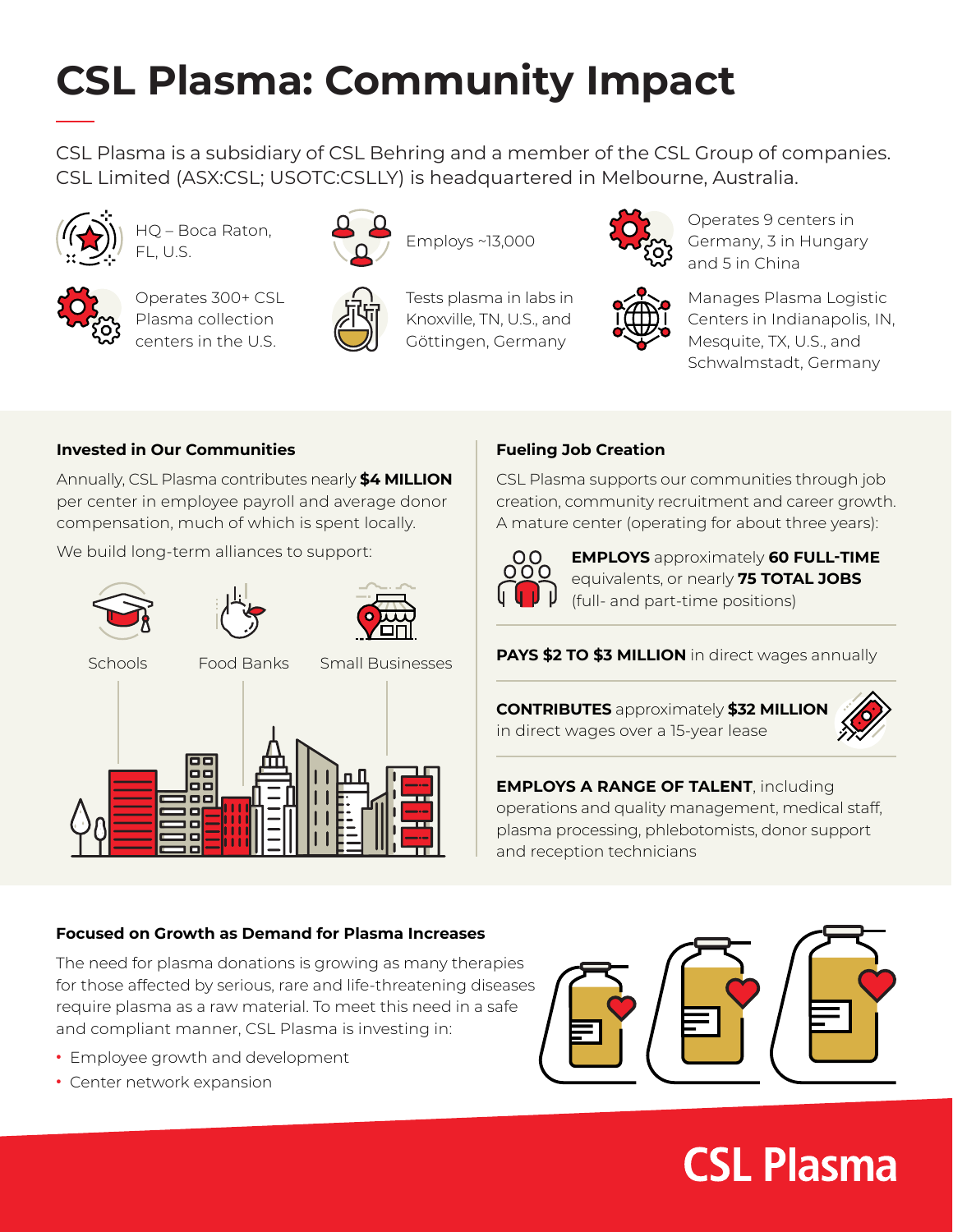# CSL Plasma: Community Impact

CSL Plasma is a subsidiary of CSL Behring and a member of the CSL Group of companies. CSL Limited (ASX:CSL; USOTC:CSLLY) is headquartered in Melbourne, Australia.

- HQ – Boca Raton, FL, U.S.
- Operates 300+ CSL Plasma collection centers in the U.S.
- Employs ~13,000
- Tests plasma in labs in Knoxville, TN, U.S., and Göttingen, Germany
- Operates 9 centers in Germany, 3 in Hungary and 5 in China
- Manages Plasma Logistic Centers in Indianapolis, IN, Mesquite, TX, U.S., and Schwalmstadt, Germany

### Invested in Our Communities

Annually, CSL Plasma contributes nearly **$4 MILLION** per center in employee payroll and average donor compensation, much of which is spent locally.

We build long-term alliances to support:

- Schools
- Food Banks
- Small Businesses

### Fueling Job Creation

CSL Plasma supports our communities through job creation, community recruitment and career growth. A mature center (operating for about three years):

**EMPLOYS** approximately **60 FULL-TIME** equivalents, or nearly **75 TOTAL JOBS** (full- and part-time positions)

**PAYS $2 TO $3 MILLION** in direct wages annually

**CONTRIBUTES** approximately **$32 MILLION** in direct wages over a 15-year lease

**EMPLOYS A RANGE OF TALENT**, including operations and quality management, medical staff, plasma processing, phlebotomists, donor support and reception technicians

### Focused on Growth as Demand for Plasma Increases

The need for plasma donations is growing as many therapies for those affected by serious, rare and life-threatening diseases require plasma as a raw material. To meet this need in a safe and compliant manner, CSL Plasma is investing in:

- Employee growth and development
- Center network expansion

CSL Plasma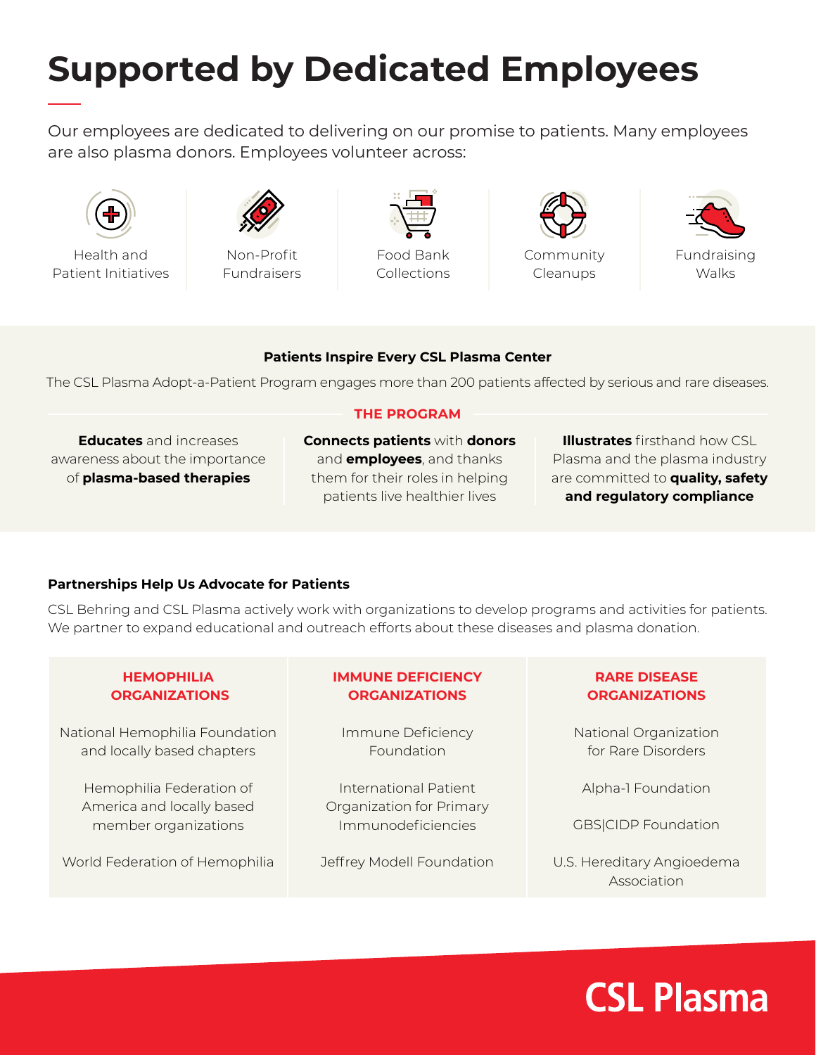# Supported by Dedicated Employees

Our employees are dedicated to delivering on our promise to patients. Many employees are also plasma donors. Employees volunteer across:

- Health and Patient Initiatives
- Non-Profit Fundraisers
- Food Bank Collections
- Community Cleanups
- Fundraising Walks

### Patients Inspire Every CSL Plasma Center

The CSL Plasma Adopt-a-Patient Program engages more than 200 patients affected by serious and rare diseases.

#### THE PROGRAM

**Educates** and increases awareness about the importance of **plasma-based therapies**

**Connects patients** with **donors** and **employees**, and thanks them for their roles in helping patients live healthier lives

**Illustrates** firsthand how CSL Plasma and the plasma industry are committed to **quality, safety and regulatory compliance**

### Partnerships Help Us Advocate for Patients

CSL Behring and CSL Plasma actively work with organizations to develop programs and activities for patients. We partner to expand educational and outreach efforts about these diseases and plasma donation.

| HEMOPHILIA ORGANIZATIONS | IMMUNE DEFICIENCY ORGANIZATIONS | RARE DISEASE ORGANIZATIONS |
|---|---|---|
| National Hemophilia Foundation and locally based chapters | Immune Deficiency Foundation | National Organization for Rare Disorders |
| Hemophilia Federation of America and locally based member organizations | International Patient Organization for Primary Immunodeficiencies | Alpha-1 Foundation |
| | | GBS|CIDP Foundation |
| World Federation of Hemophilia | Jeffrey Modell Foundation | U.S. Hereditary Angioedema Association |

CSL Plasma